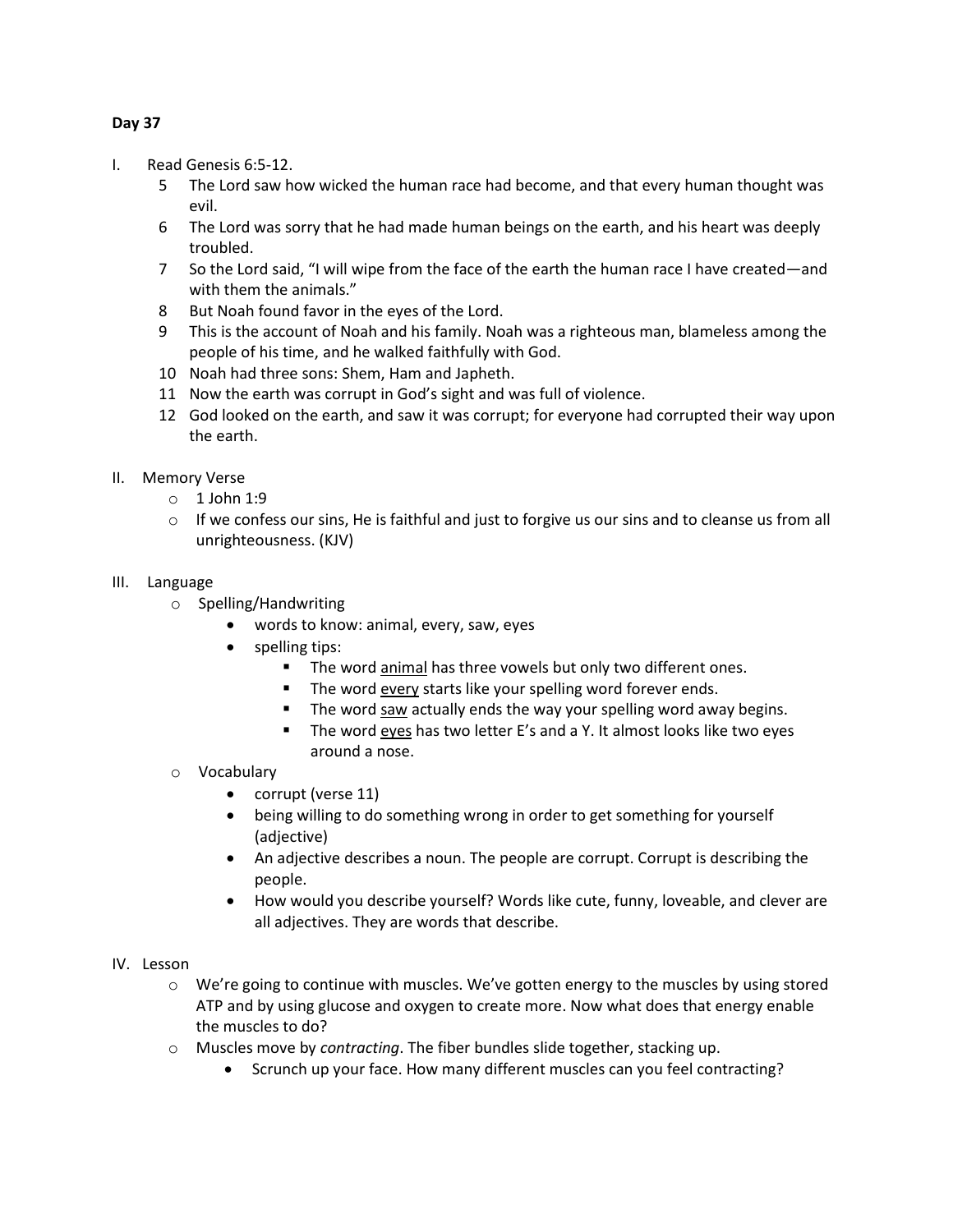**Day 37**

I. Read Genesis 6:5-12.

5 The Lord saw how wicked the human race had become, and that every human thought was evil.

6 The Lord was sorry that he had made human beings on the earth, and his heart was deeply troubled.

7 So the Lord said, "I will wipe from the face of the earth the human race I have created—and with them the animals."

8 But Noah found favor in the eyes of the Lord.

9 This is the account of Noah and his family. Noah was a righteous man, blameless among the people of his time, and he walked faithfully with God.

10 Noah had three sons: Shem, Ham and Japheth.

11 Now the earth was corrupt in God's sight and was full of violence.

12 God looked on the earth, and saw it was corrupt; for everyone had corrupted their way upon the earth.

II. Memory Verse

- 1 John 1:9
- If we confess our sins, He is faithful and just to forgive us our sins and to cleanse us from all unrighteousness. (KJV)

III. Language

- Spelling/Handwriting
  - words to know: animal, every, saw, eyes
  - spelling tips:
    - The word <u>animal</u> has three vowels but only two different ones.
    - The word <u>every</u> starts like your spelling word forever ends.
    - The word <u>saw</u> actually ends the way your spelling word away begins.
    - The word <u>eyes</u> has two letter E's and a Y. It almost looks like two eyes around a nose.
- Vocabulary
  - corrupt (verse 11)
  - being willing to do something wrong in order to get something for yourself (adjective)
  - An adjective describes a noun. The people are corrupt. Corrupt is describing the people.
  - How would you describe yourself? Words like cute, funny, loveable, and clever are all adjectives. They are words that describe.

IV. Lesson

- We're going to continue with muscles. We've gotten energy to the muscles by using stored ATP and by using glucose and oxygen to create more. Now what does that energy enable the muscles to do?
- Muscles move by *contracting*. The fiber bundles slide together, stacking up.
  - Scrunch up your face. How many different muscles can you feel contracting?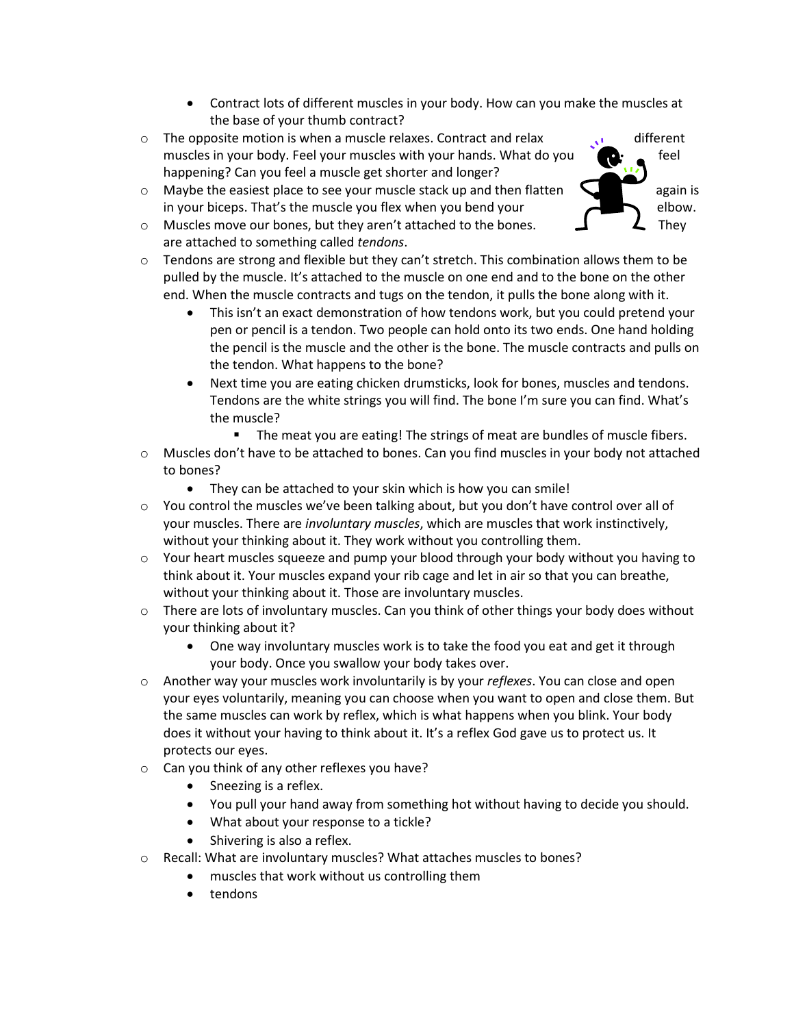- Contract lots of different muscles in your body. How can you make the muscles at the base of your thumb contract?
- The opposite motion is when a muscle relaxes. Contract and relax different muscles in your body. Feel your muscles with your hands. What do you feel happening? Can you feel a muscle get shorter and longer?
- Maybe the easiest place to see your muscle stack up and then flatten again is in your biceps. That's the muscle you flex when you bend your elbow.
- Muscles move our bones, but they aren't attached to the bones. They are attached to something called *tendons*.
- Tendons are strong and flexible but they can't stretch. This combination allows them to be pulled by the muscle. It's attached to the muscle on one end and to the bone on the other end. When the muscle contracts and tugs on the tendon, it pulls the bone along with it.
  - This isn't an exact demonstration of how tendons work, but you could pretend your pen or pencil is a tendon. Two people can hold onto its two ends. One hand holding the pencil is the muscle and the other is the bone. The muscle contracts and pulls on the tendon. What happens to the bone?
  - Next time you are eating chicken drumsticks, look for bones, muscles and tendons. Tendons are the white strings you will find. The bone I'm sure you can find. What's the muscle?
    - The meat you are eating! The strings of meat are bundles of muscle fibers.
- Muscles don't have to be attached to bones. Can you find muscles in your body not attached to bones?
  - They can be attached to your skin which is how you can smile!
- You control the muscles we've been talking about, but you don't have control over all of your muscles. There are *involuntary muscles*, which are muscles that work instinctively, without your thinking about it. They work without you controlling them.
- Your heart muscles squeeze and pump your blood through your body without you having to think about it. Your muscles expand your rib cage and let in air so that you can breathe, without your thinking about it. Those are involuntary muscles.
- There are lots of involuntary muscles. Can you think of other things your body does without your thinking about it?
  - One way involuntary muscles work is to take the food you eat and get it through your body. Once you swallow your body takes over.
- Another way your muscles work involuntarily is by your *reflexes*. You can close and open your eyes voluntarily, meaning you can choose when you want to open and close them. But the same muscles can work by reflex, which is what happens when you blink. Your body does it without your having to think about it. It's a reflex God gave us to protect us. It protects our eyes.
- Can you think of any other reflexes you have?
  - Sneezing is a reflex.
  - You pull your hand away from something hot without having to decide you should.
  - What about your response to a tickle?
  - Shivering is also a reflex.
- Recall: What are involuntary muscles? What attaches muscles to bones?
  - muscles that work without us controlling them
  - tendons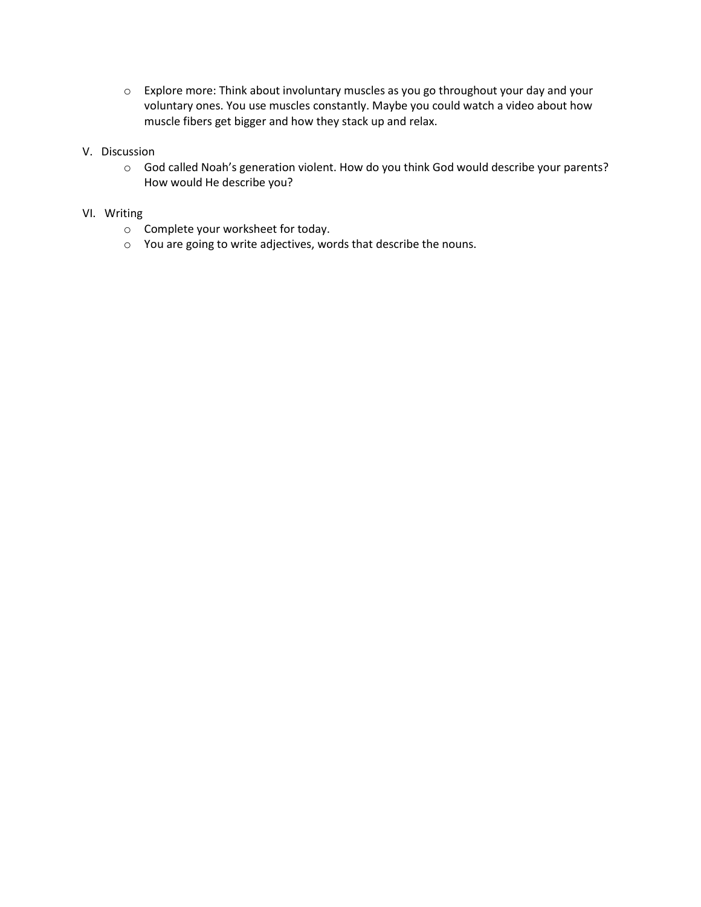- Explore more: Think about involuntary muscles as you go throughout your day and your voluntary ones. You use muscles constantly. Maybe you could watch a video about how muscle fibers get bigger and how they stack up and relax.

V. Discussion

- God called Noah's generation violent. How do you think God would describe your parents? How would He describe you?

VI. Writing

- Complete your worksheet for today.
- You are going to write adjectives, words that describe the nouns.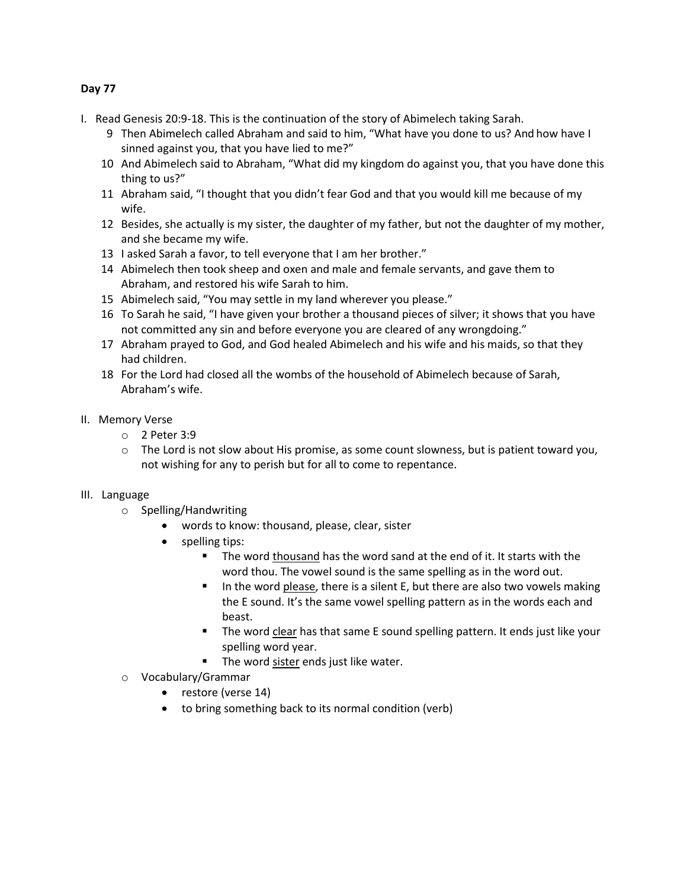**Day 77**

I. Read Genesis 20:9-18. This is the continuation of the story of Abimelech taking Sarah.

9 Then Abimelech called Abraham and said to him, "What have you done to us? And how have I sinned against you, that you have lied to me?"

10 And Abimelech said to Abraham, "What did my kingdom do against you, that you have done this thing to us?"

11 Abraham said, "I thought that you didn't fear God and that you would kill me because of my wife.

12 Besides, she actually is my sister, the daughter of my father, but not the daughter of my mother, and she became my wife.

13 I asked Sarah a favor, to tell everyone that I am her brother."

14 Abimelech then took sheep and oxen and male and female servants, and gave them to Abraham, and restored his wife Sarah to him.

15 Abimelech said, "You may settle in my land wherever you please."

16 To Sarah he said, "I have given your brother a thousand pieces of silver; it shows that you have not committed any sin and before everyone you are cleared of any wrongdoing."

17 Abraham prayed to God, and God healed Abimelech and his wife and his maids, so that they had children.

18 For the Lord had closed all the wombs of the household of Abimelech because of Sarah, Abraham's wife.

II. Memory Verse

- 2 Peter 3:9
- The Lord is not slow about His promise, as some count slowness, but is patient toward you, not wishing for any to perish but for all to come to repentance.

III. Language

- Spelling/Handwriting
  - words to know: thousand, please, clear, sister
  - spelling tips:
    - The word <u>thousand</u> has the word sand at the end of it. It starts with the word thou. The vowel sound is the same spelling as in the word out.
    - In the word <u>please</u>, there is a silent E, but there are also two vowels making the E sound. It's the same vowel spelling pattern as in the words each and beast.
    - The word <u>clear</u> has that same E sound spelling pattern. It ends just like your spelling word year.
    - The word <u>sister</u> ends just like water.
- Vocabulary/Grammar
  - restore (verse 14)
  - to bring something back to its normal condition (verb)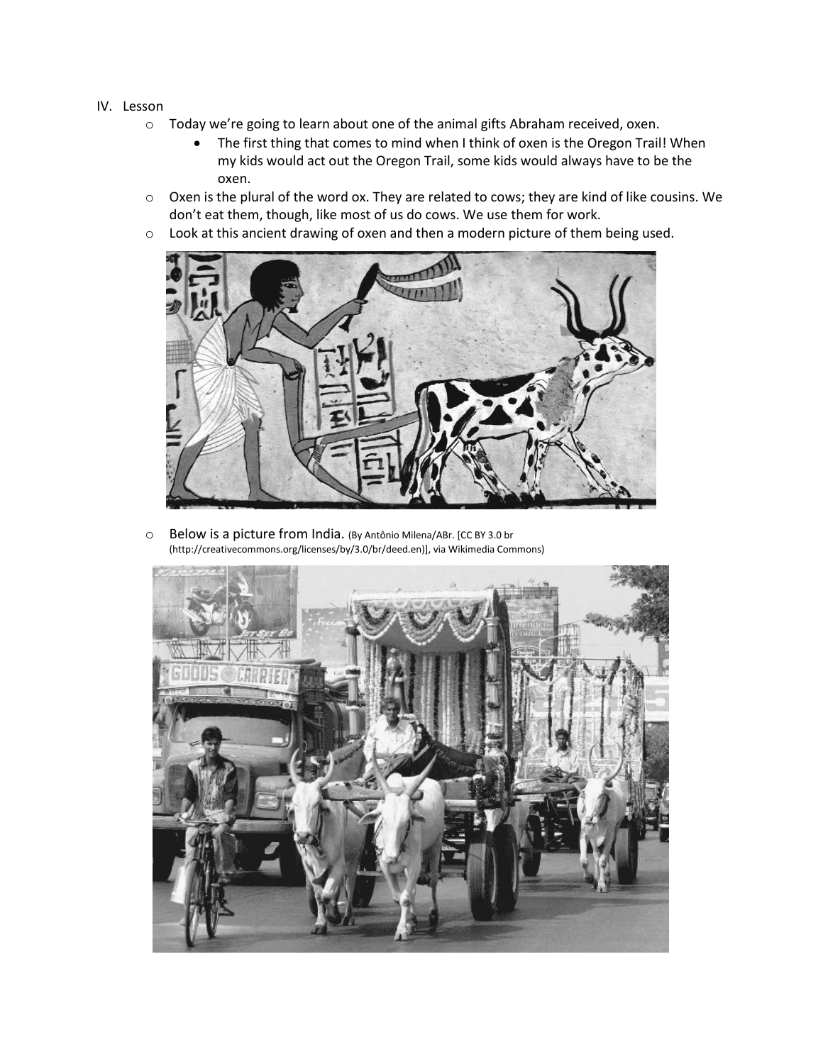IV. Lesson

- Today we're going to learn about one of the animal gifts Abraham received, oxen.
  - The first thing that comes to mind when I think of oxen is the Oregon Trail! When my kids would act out the Oregon Trail, some kids would always have to be the oxen.
- Oxen is the plural of the word ox. They are related to cows; they are kind of like cousins. We don't eat them, though, like most of us do cows. We use them for work.
- Look at this ancient drawing of oxen and then a modern picture of them being used.
- Below is a picture from India. (By Antônio Milena/ABr. [CC BY 3.0 br (http://creativecommons.org/licenses/by/3.0/br/deed.en)], via Wikimedia Commons)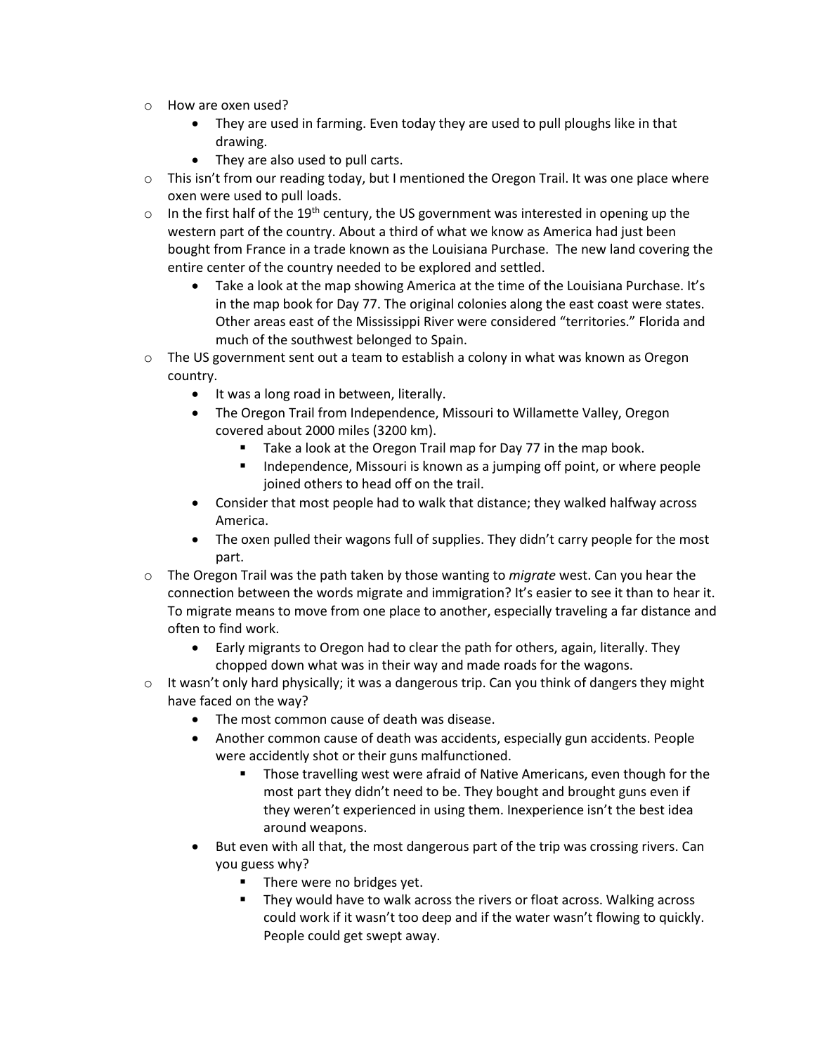- How are oxen used?
  - They are used in farming. Even today they are used to pull ploughs like in that drawing.
  - They are also used to pull carts.
- This isn't from our reading today, but I mentioned the Oregon Trail. It was one place where oxen were used to pull loads.
- In the first half of the 19th century, the US government was interested in opening up the western part of the country. About a third of what we know as America had just been bought from France in a trade known as the Louisiana Purchase. The new land covering the entire center of the country needed to be explored and settled.
  - Take a look at the map showing America at the time of the Louisiana Purchase. It's in the map book for Day 77. The original colonies along the east coast were states. Other areas east of the Mississippi River were considered "territories." Florida and much of the southwest belonged to Spain.
- The US government sent out a team to establish a colony in what was known as Oregon country.
  - It was a long road in between, literally.
  - The Oregon Trail from Independence, Missouri to Willamette Valley, Oregon covered about 2000 miles (3200 km).
    - Take a look at the Oregon Trail map for Day 77 in the map book.
    - Independence, Missouri is known as a jumping off point, or where people joined others to head off on the trail.
  - Consider that most people had to walk that distance; they walked halfway across America.
  - The oxen pulled their wagons full of supplies. They didn't carry people for the most part.
- The Oregon Trail was the path taken by those wanting to *migrate* west. Can you hear the connection between the words migrate and immigration? It's easier to see it than to hear it. To migrate means to move from one place to another, especially traveling a far distance and often to find work.
  - Early migrants to Oregon had to clear the path for others, again, literally. They chopped down what was in their way and made roads for the wagons.
- It wasn't only hard physically; it was a dangerous trip. Can you think of dangers they might have faced on the way?
  - The most common cause of death was disease.
  - Another common cause of death was accidents, especially gun accidents. People were accidently shot or their guns malfunctioned.
    - Those travelling west were afraid of Native Americans, even though for the most part they didn't need to be. They bought and brought guns even if they weren't experienced in using them. Inexperience isn't the best idea around weapons.
  - But even with all that, the most dangerous part of the trip was crossing rivers. Can you guess why?
    - There were no bridges yet.
    - They would have to walk across the rivers or float across. Walking across could work if it wasn't too deep and if the water wasn't flowing to quickly. People could get swept away.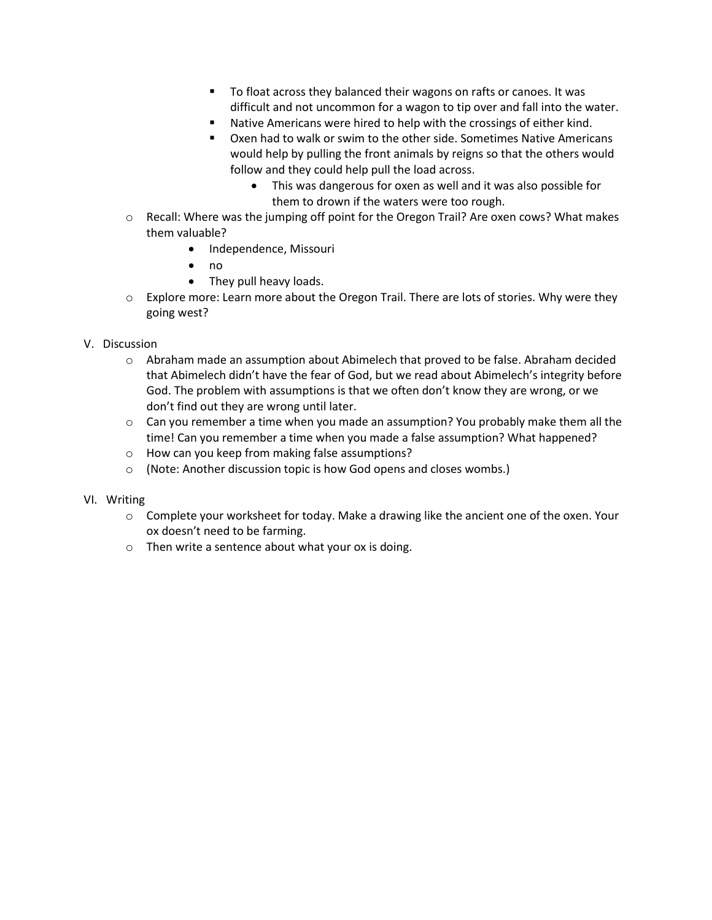- To float across they balanced their wagons on rafts or canoes. It was difficult and not uncommon for a wagon to tip over and fall into the water.
        - Native Americans were hired to help with the crossings of either kind.
        - Oxen had to walk or swim to the other side. Sometimes Native Americans would help by pulling the front animals by reigns so that the others would follow and they could help pull the load across.
            - This was dangerous for oxen as well and it was also possible for them to drown if the waters were too rough.
- Recall: Where was the jumping off point for the Oregon Trail? Are oxen cows? What makes them valuable?
    - Independence, Missouri
    - no
    - They pull heavy loads.
- Explore more: Learn more about the Oregon Trail. There are lots of stories. Why were they going west?

V. Discussion

- Abraham made an assumption about Abimelech that proved to be false. Abraham decided that Abimelech didn't have the fear of God, but we read about Abimelech's integrity before God. The problem with assumptions is that we often don't know they are wrong, or we don't find out they are wrong until later.
- Can you remember a time when you made an assumption? You probably make them all the time! Can you remember a time when you made a false assumption? What happened?
- How can you keep from making false assumptions?
- (Note: Another discussion topic is how God opens and closes wombs.)

VI. Writing

- Complete your worksheet for today. Make a drawing like the ancient one of the oxen. Your ox doesn't need to be farming.
- Then write a sentence about what your ox is doing.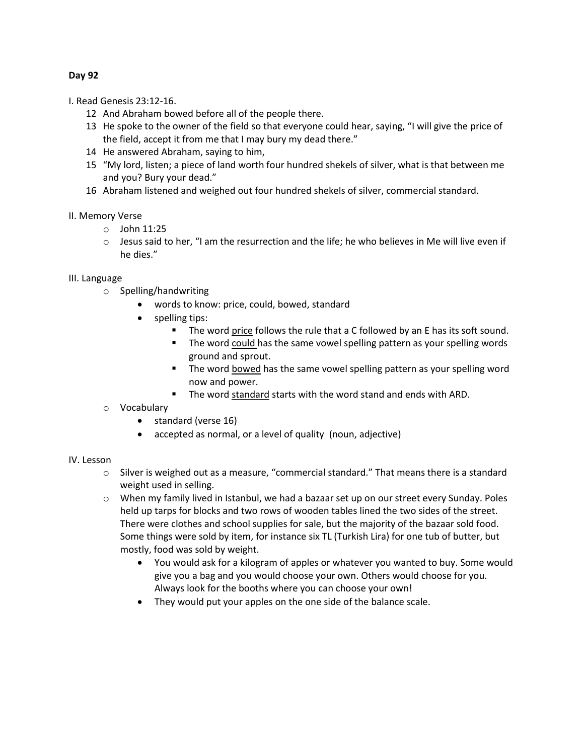**Day 92**

I. Read Genesis 23:12-16.

12 And Abraham bowed before all of the people there.
13 He spoke to the owner of the field so that everyone could hear, saying, "I will give the price of the field, accept it from me that I may bury my dead there."
14 He answered Abraham, saying to him,
15 "My lord, listen; a piece of land worth four hundred shekels of silver, what is that between me and you? Bury your dead."
16 Abraham listened and weighed out four hundred shekels of silver, commercial standard.

II. Memory Verse

- John 11:25
- Jesus said to her, "I am the resurrection and the life; he who believes in Me will live even if he dies."

III. Language

- Spelling/handwriting
  - words to know: price, could, bowed, standard
  - spelling tips:
    - The word <u>price</u> follows the rule that a C followed by an E has its soft sound.
    - The word <u>could</u> has the same vowel spelling pattern as your spelling words ground and sprout.
    - The word <u>bowed</u> has the same vowel spelling pattern as your spelling word now and power.
    - The word <u>standard</u> starts with the word stand and ends with ARD.
- Vocabulary
  - standard (verse 16)
  - accepted as normal, or a level of quality (noun, adjective)

IV. Lesson

- Silver is weighed out as a measure, "commercial standard." That means there is a standard weight used in selling.
- When my family lived in Istanbul, we had a bazaar set up on our street every Sunday. Poles held up tarps for blocks and two rows of wooden tables lined the two sides of the street. There were clothes and school supplies for sale, but the majority of the bazaar sold food. Some things were sold by item, for instance six TL (Turkish Lira) for one tub of butter, but mostly, food was sold by weight.
  - You would ask for a kilogram of apples or whatever you wanted to buy. Some would give you a bag and you would choose your own. Others would choose for you. Always look for the booths where you can choose your own!
  - They would put your apples on the one side of the balance scale.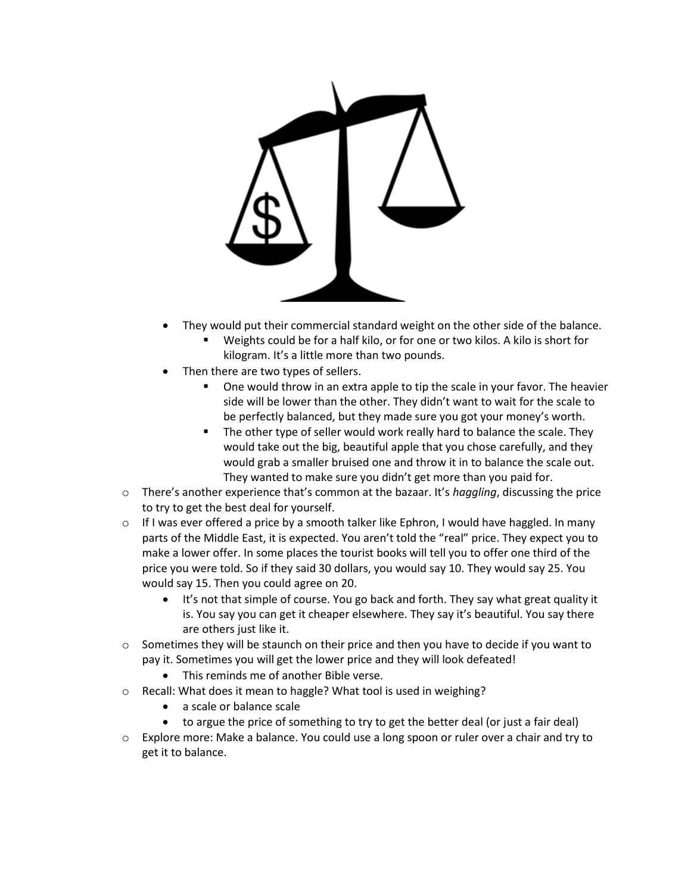- They would put their commercial standard weight on the other side of the balance.
  - Weights could be for a half kilo, or for one or two kilos. A kilo is short for kilogram. It's a little more than two pounds.
- Then there are two types of sellers.
  - One would throw in an extra apple to tip the scale in your favor. The heavier side will be lower than the other. They didn't want to wait for the scale to be perfectly balanced, but they made sure you got your money's worth.
  - The other type of seller would work really hard to balance the scale. They would take out the big, beautiful apple that you chose carefully, and they would grab a smaller bruised one and throw it in to balance the scale out. They wanted to make sure you didn't get more than you paid for.

- There's another experience that's common at the bazaar. It's *haggling*, discussing the price to try to get the best deal for yourself.
- If I was ever offered a price by a smooth talker like Ephron, I would have haggled. In many parts of the Middle East, it is expected. You aren't told the "real" price. They expect you to make a lower offer. In some places the tourist books will tell you to offer one third of the price you were told. So if they said 30 dollars, you would say 10. They would say 25. You would say 15. Then you could agree on 20.
  - It's not that simple of course. You go back and forth. They say what great quality it is. You say you can get it cheaper elsewhere. They say it's beautiful. You say there are others just like it.
- Sometimes they will be staunch on their price and then you have to decide if you want to pay it. Sometimes you will get the lower price and they will look defeated!
  - This reminds me of another Bible verse.
- Recall: What does it mean to haggle? What tool is used in weighing?
  - a scale or balance scale
  - to argue the price of something to try to get the better deal (or just a fair deal)
- Explore more: Make a balance. You could use a long spoon or ruler over a chair and try to get it to balance.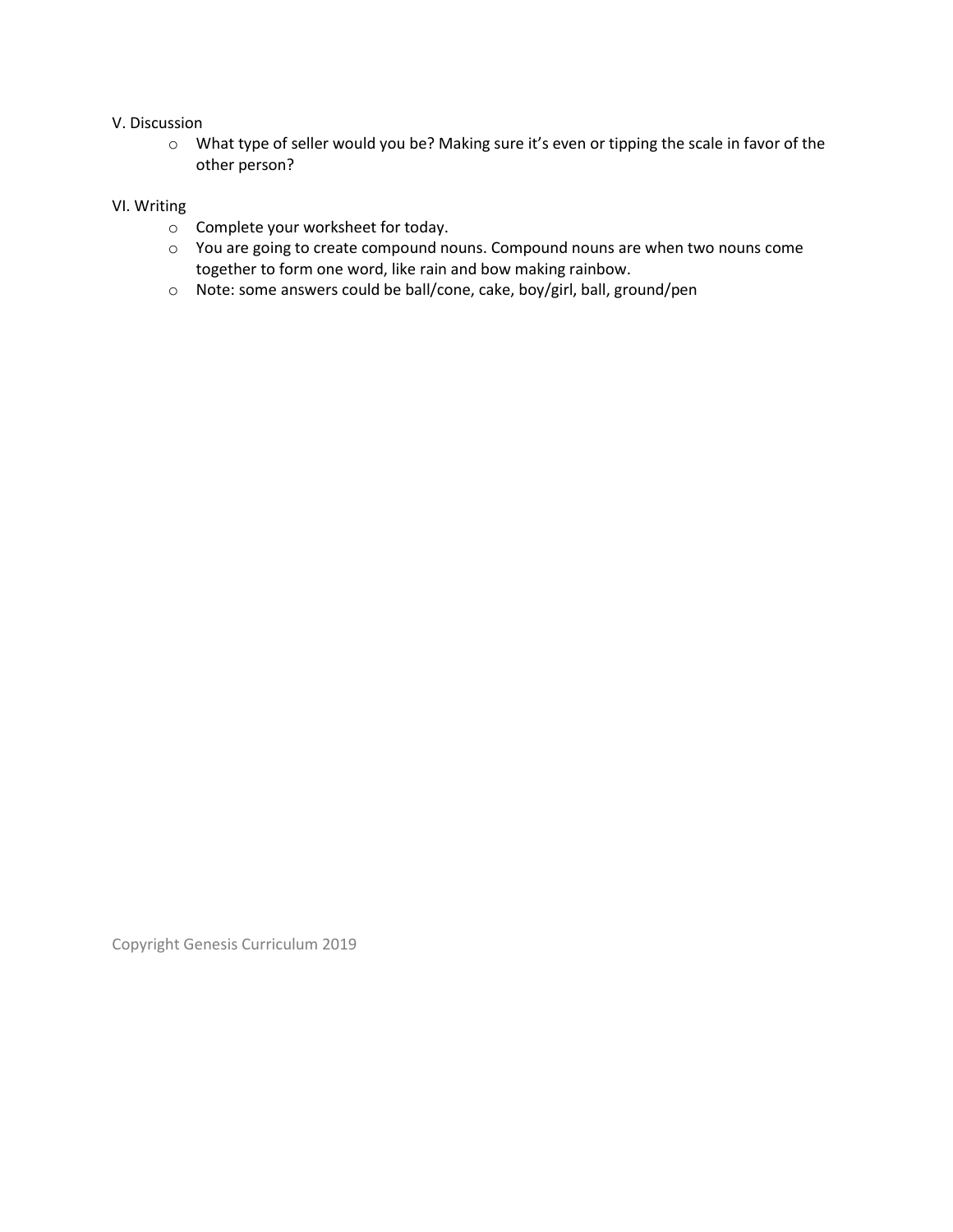V. Discussion

- What type of seller would you be? Making sure it's even or tipping the scale in favor of the other person?

VI. Writing

- Complete your worksheet for today.
- You are going to create compound nouns. Compound nouns are when two nouns come together to form one word, like rain and bow making rainbow.
- Note: some answers could be ball/cone, cake, boy/girl, ball, ground/pen

Copyright Genesis Curriculum 2019